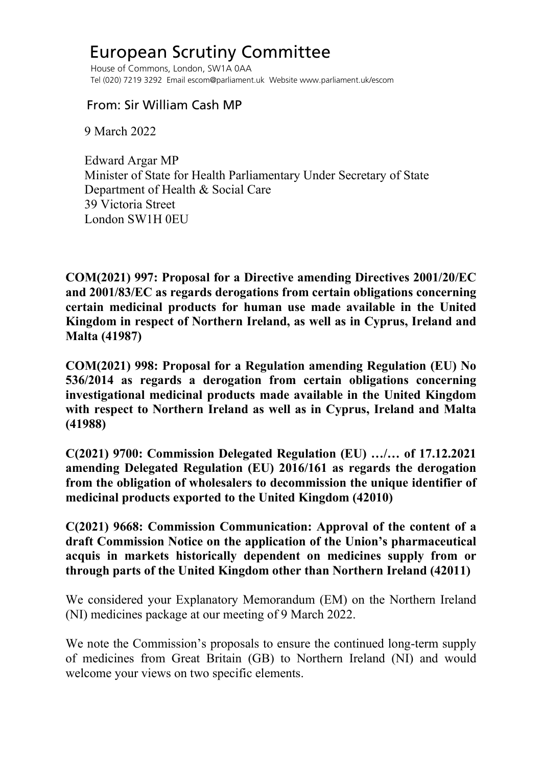# European Scrutiny Committee

House of Commons, London, SW1A 0AA
Tel (020) 7219 3292 Email escom@parliament.uk Website www.parliament.uk/escom

From: Sir William Cash MP

9 March 2022

Edward Argar MP
Minister of State for Health Parliamentary Under Secretary of State
Department of Health & Social Care
39 Victoria Street
London SW1H 0EU

**COM(2021) 997: Proposal for a Directive amending Directives 2001/20/EC and 2001/83/EC as regards derogations from certain obligations concerning certain medicinal products for human use made available in the United Kingdom in respect of Northern Ireland, as well as in Cyprus, Ireland and Malta (41987)**

**COM(2021) 998: Proposal for a Regulation amending Regulation (EU) No 536/2014 as regards a derogation from certain obligations concerning investigational medicinal products made available in the United Kingdom with respect to Northern Ireland as well as in Cyprus, Ireland and Malta (41988)**

**C(2021) 9700: Commission Delegated Regulation (EU) …/… of 17.12.2021 amending Delegated Regulation (EU) 2016/161 as regards the derogation from the obligation of wholesalers to decommission the unique identifier of medicinal products exported to the United Kingdom (42010)**

**C(2021) 9668: Commission Communication: Approval of the content of a draft Commission Notice on the application of the Union's pharmaceutical acquis in markets historically dependent on medicines supply from or through parts of the United Kingdom other than Northern Ireland (42011)**

We considered your Explanatory Memorandum (EM) on the Northern Ireland (NI) medicines package at our meeting of 9 March 2022.

We note the Commission's proposals to ensure the continued long-term supply of medicines from Great Britain (GB) to Northern Ireland (NI) and would welcome your views on two specific elements.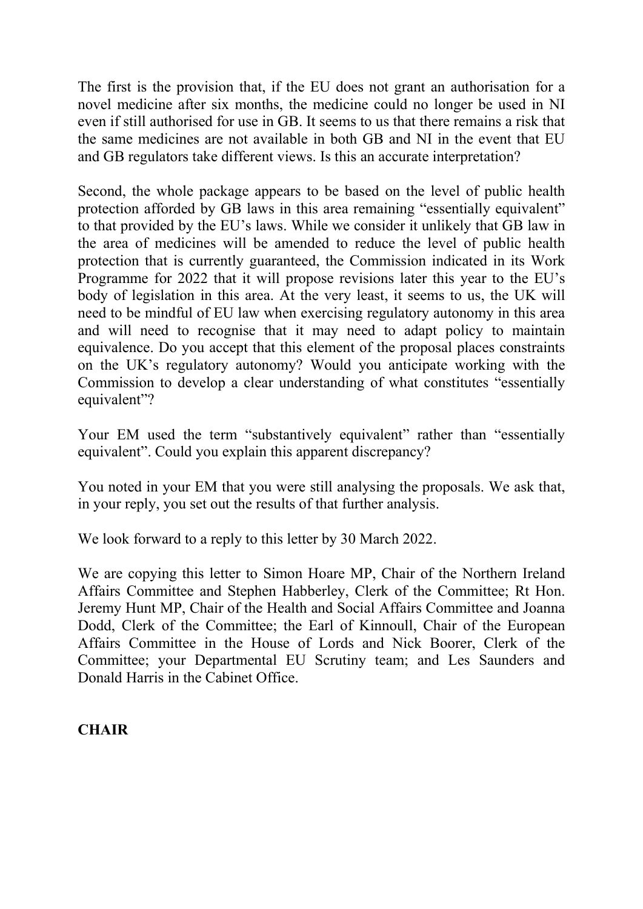The first is the provision that, if the EU does not grant an authorisation for a novel medicine after six months, the medicine could no longer be used in NI even if still authorised for use in GB. It seems to us that there remains a risk that the same medicines are not available in both GB and NI in the event that EU and GB regulators take different views. Is this an accurate interpretation?

Second, the whole package appears to be based on the level of public health protection afforded by GB laws in this area remaining "essentially equivalent" to that provided by the EU's laws. While we consider it unlikely that GB law in the area of medicines will be amended to reduce the level of public health protection that is currently guaranteed, the Commission indicated in its Work Programme for 2022 that it will propose revisions later this year to the EU's body of legislation in this area. At the very least, it seems to us, the UK will need to be mindful of EU law when exercising regulatory autonomy in this area and will need to recognise that it may need to adapt policy to maintain equivalence. Do you accept that this element of the proposal places constraints on the UK's regulatory autonomy? Would you anticipate working with the Commission to develop a clear understanding of what constitutes "essentially equivalent"?

Your EM used the term "substantively equivalent" rather than "essentially equivalent". Could you explain this apparent discrepancy?

You noted in your EM that you were still analysing the proposals. We ask that, in your reply, you set out the results of that further analysis.

We look forward to a reply to this letter by 30 March 2022.

We are copying this letter to Simon Hoare MP, Chair of the Northern Ireland Affairs Committee and Stephen Habberley, Clerk of the Committee; Rt Hon. Jeremy Hunt MP, Chair of the Health and Social Affairs Committee and Joanna Dodd, Clerk of the Committee; the Earl of Kinnoull, Chair of the European Affairs Committee in the House of Lords and Nick Boorer, Clerk of the Committee; your Departmental EU Scrutiny team; and Les Saunders and Donald Harris in the Cabinet Office.

**CHAIR**